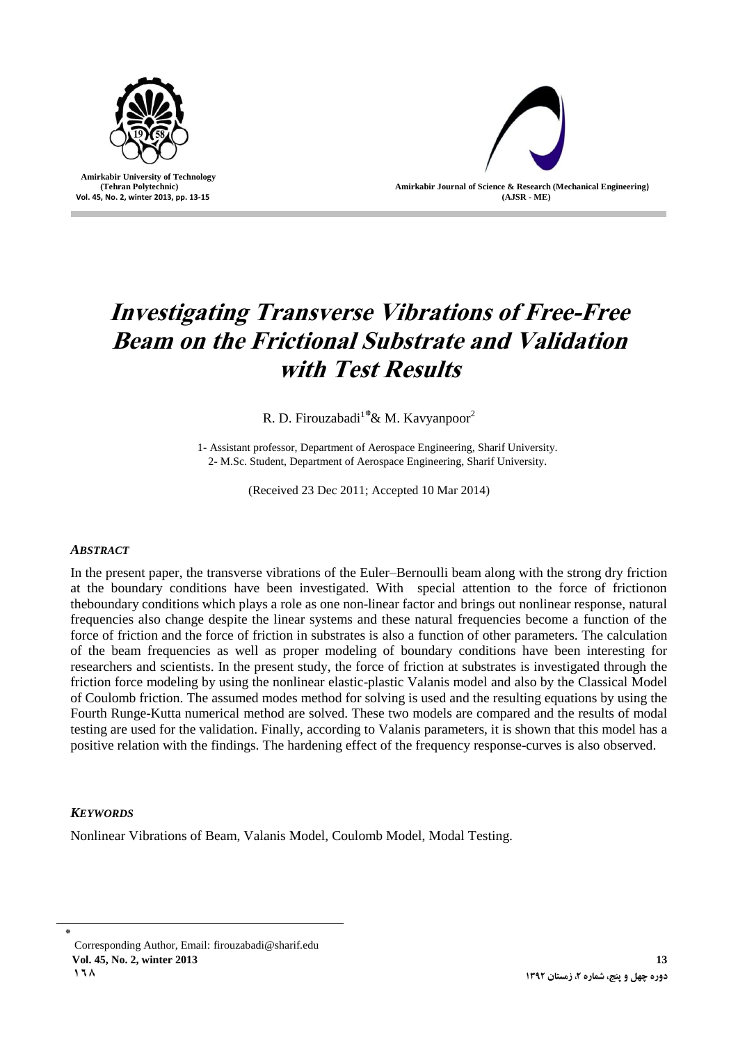# Investigating Transverse Vibrations of Free-Free Beam on the Frictional Substrate and Validation with Test Results

R. D. Firouzabadi[1*] & M. Kavyanpoor[2]

1- Assistant professor, Department of Aerospace Engineering, Sharif University.
2- M.Sc. Student, Department of Aerospace Engineering, Sharif University.

(Received 23 Dec 2011; Accepted 10 Mar 2014)

### *ABSTRACT*

In the present paper, the transverse vibrations of the Euler–Bernoulli beam along with the strong dry friction at the boundary conditions have been investigated. With special attention to the force of frictionon theboundary conditions which plays a role as one non-linear factor and brings out nonlinear response, natural frequencies also change despite the linear systems and these natural frequencies become a function of the force of friction and the force of friction in substrates is also a function of other parameters. The calculation of the beam frequencies as well as proper modeling of boundary conditions have been interesting for researchers and scientists. In the present study, the force of friction at substrates is investigated through the friction force modeling by using the nonlinear elastic-plastic Valanis model and also by the Classical Model of Coulomb friction. The assumed modes method for solving is used and the resulting equations by using the Fourth Runge-Kutta numerical method are solved. These two models are compared and the results of modal testing are used for the validation. Finally, according to Valanis parameters, it is shown that this model has a positive relation with the findings. The hardening effect of the frequency response-curves is also observed.

### *KEYWORDS*

Nonlinear Vibrations of Beam, Valanis Model, Coulomb Model, Modal Testing.

---

[*] Corresponding Author, Email: firouzabadi@sharif.edu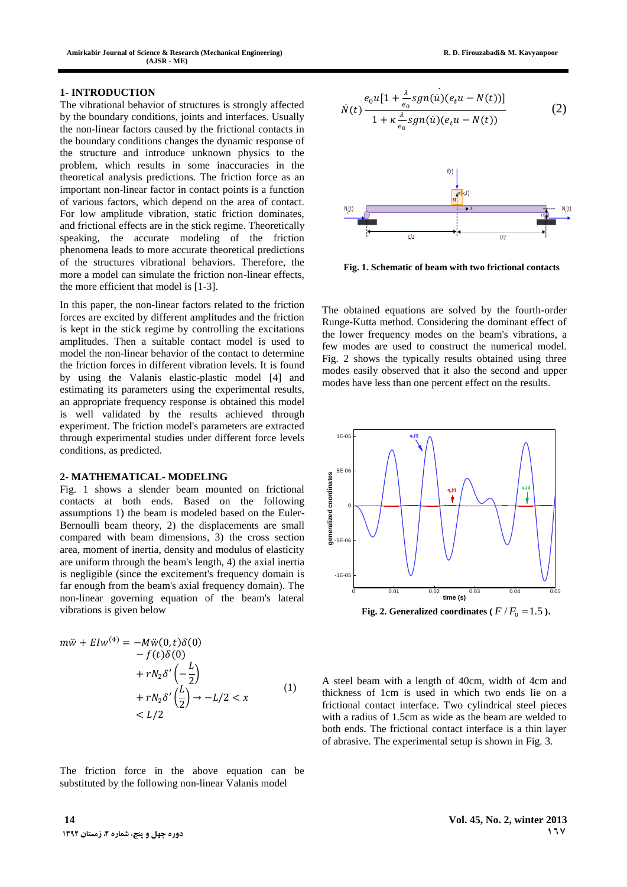## 1- INTRODUCTION

The vibrational behavior of structures is strongly affected by the boundary conditions, joints and interfaces. Usually the non-linear factors caused by the frictional contacts in the boundary conditions changes the dynamic response of the structure and introduce unknown physics to the problem, which results in some inaccuracies in the theoretical analysis predictions. The friction force as an important non-linear factor in contact points is a function of various factors, which depend on the area of contact. For low amplitude vibration, static friction dominates, and frictional effects are in the stick regime. Theoretically speaking, the accurate modeling of the friction phenomena leads to more accurate theoretical predictions of the structures vibrational behaviors. Therefore, the more a model can simulate the friction non-linear effects, the more efficient that model is [1-3].

In this paper, the non-linear factors related to the friction forces are excited by different amplitudes and the friction is kept in the stick regime by controlling the excitations amplitudes. Then a suitable contact model is used to model the non-linear behavior of the contact to determine the friction forces in different vibration levels. It is found by using the Valanis elastic-plastic model [4] and estimating its parameters using the experimental results, an appropriate frequency response is obtained this model is well validated by the results achieved through experiment. The friction model's parameters are extracted through experimental studies under different force levels conditions, as predicted.

## 2- MATHEMATICAL- MODELING

Fig. 1 shows a slender beam mounted on frictional contacts at both ends. Based on the following assumptions 1) the beam is modeled based on the Euler-Bernoulli beam theory, 2) the displacements are small compared with beam dimensions, 3) the cross section area, moment of inertia, density and modulus of elasticity are uniform through the beam's length, 4) the axial inertia is negligible (since the excitement's frequency domain is far enough from the beam's axial frequency domain). The non-linear governing equation of the beam's lateral vibrations is given below

$$m\ddot{w} + EIw^{(4)} = -M\ddot{w}(0,t)\delta(0) - f(t)\delta(0) + rN_2\delta'\left(-\frac{L}{2}\right) + rN_2\delta'\left(\frac{L}{2}\right) \rightarrow -L/2 < x < L/2 \tag{1}$$

The friction force in the above equation can be substituted by the following non-linear Valanis model

$$\dot{N}(t)\,\frac{e_0 \dot{u}[1 + \frac{\lambda}{e_0} sgn(\dot{u})(e_t u - N(t))]}{1 + \kappa\frac{\lambda}{e_0} sgn(\dot{u})(e_t u - N(t))} \tag{2}$$

**Fig. 1. Schematic of beam with two frictional contacts**

The obtained equations are solved by the fourth-order Runge-Kutta method. Considering the dominant effect of the lower frequency modes on the beam's vibrations, a few modes are used to construct the numerical model. Fig. 2 shows the typically results obtained using three modes easily observed that it also the second and upper modes have less than one percent effect on the results.

**Fig. 2. Generalized coordinates ( $F/F_0 = 1.5$ ).**

A steel beam with a length of 40cm, width of 4cm and thickness of 1cm is used in which two ends lie on a frictional contact interface. Two cylindrical steel pieces with a radius of 1.5cm as wide as the beam are welded to both ends. The frictional contact interface is a thin layer of abrasive. The experimental setup is shown in Fig. 3.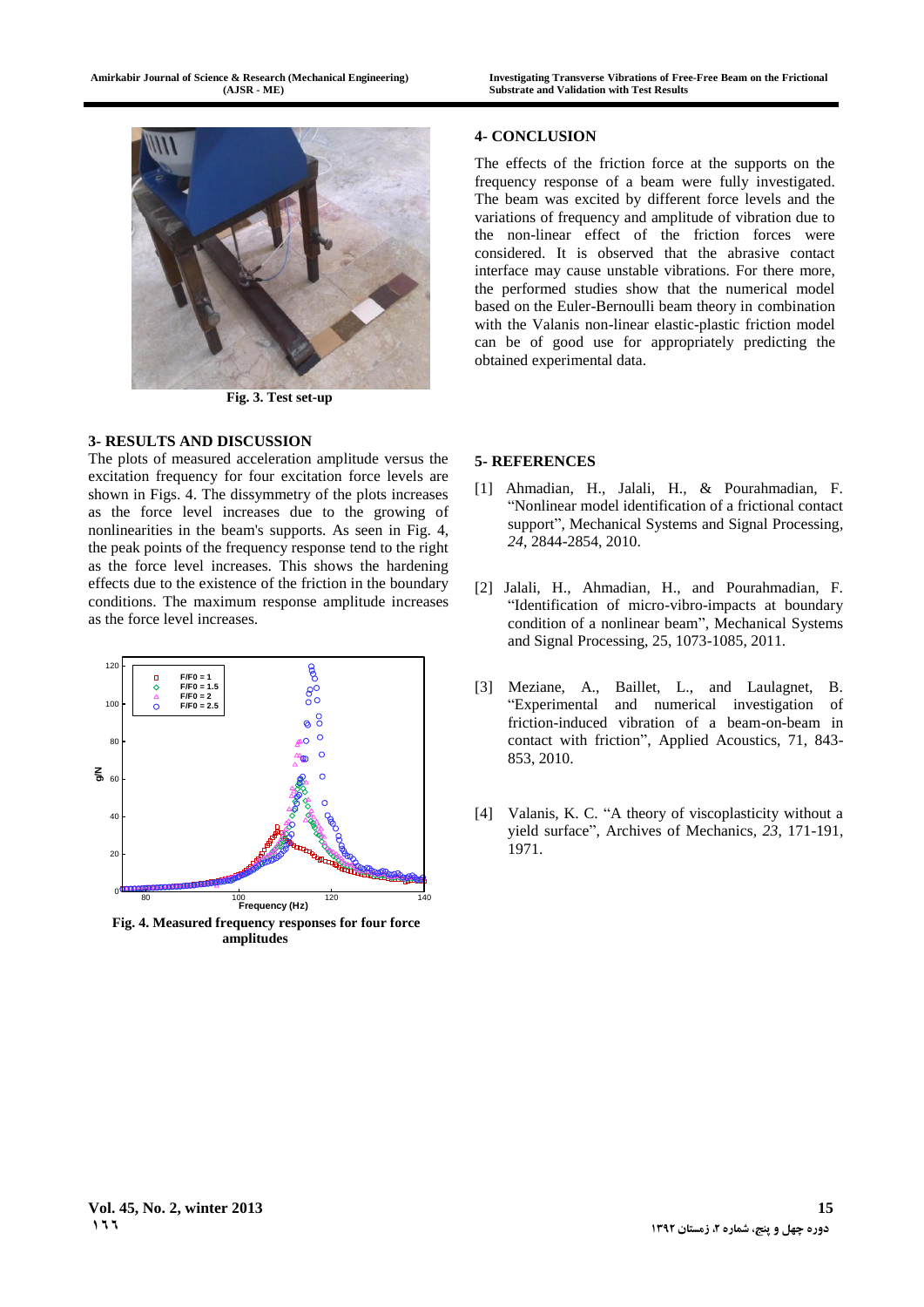Fig. 3. Test set-up

## 3- RESULTS AND DISCUSSION

The plots of measured acceleration amplitude versus the excitation frequency for four excitation force levels are shown in Figs. 4. The dissymmetry of the plots increases as the force level increases due to the growing of nonlinearities in the beam's supports. As seen in Fig. 4, the peak points of the frequency response tend to the right as the force level increases. This shows the hardening effects due to the existence of the friction in the boundary conditions. The maximum response amplitude increases as the force level increases.

F/F0 = 1
F/F0 = 1.5
F/F0 = 2
F/F0 = 2.5

g/N

0
20
40
60
80
100
120

80
100
120
140

Frequency (Hz)

Fig. 4. Measured frequency responses for four force amplitudes

## 4- CONCLUSION

The effects of the friction force at the supports on the frequency response of a beam were fully investigated. The beam was excited by different force levels and the variations of frequency and amplitude of vibration due to the non-linear effect of the friction forces were considered. It is observed that the abrasive contact interface may cause unstable vibrations. For there more, the performed studies show that the numerical model based on the Euler-Bernoulli beam theory in combination with the Valanis non-linear elastic-plastic friction model can be of good use for appropriately predicting the obtained experimental data.

## 5- REFERENCES

[1] Ahmadian, H., Jalali, H., & Pourahmadian, F. "Nonlinear model identification of a frictional contact support", Mechanical Systems and Signal Processing, *24*, 2844-2854, 2010.

[2] Jalali, H., Ahmadian, H., and Pourahmadian, F. "Identification of micro-vibro-impacts at boundary condition of a nonlinear beam", Mechanical Systems and Signal Processing, 25, 1073-1085, 2011.

[3] Meziane, A., Baillet, L., and Laulagnet, B. "Experimental and numerical investigation of friction-induced vibration of a beam-on-beam in contact with friction", Applied Acoustics, 71, 843-853, 2010.

[4] Valanis, K. C. "A theory of viscoplasticity without a yield surface", Archives of Mechanics, *23*, 171-191, 1971.